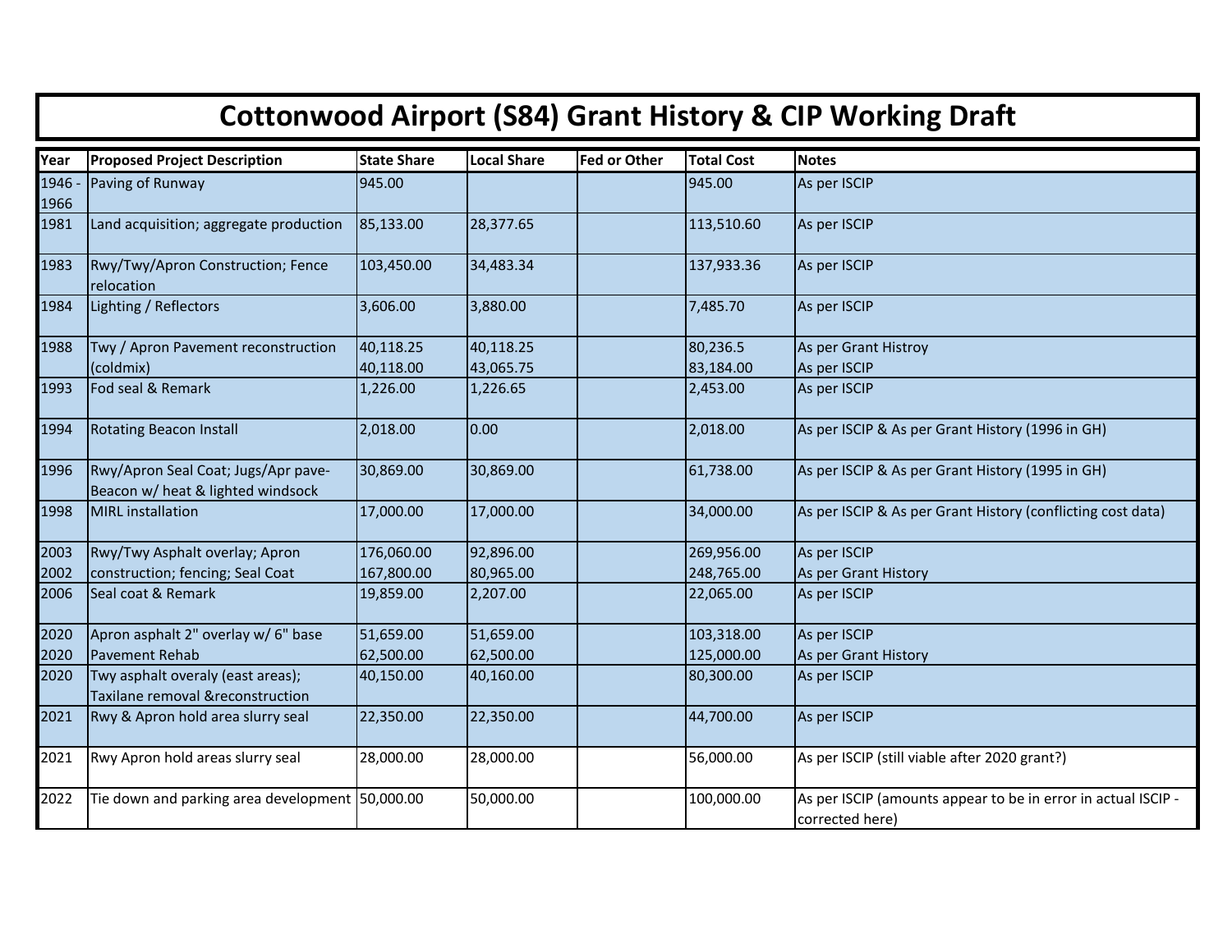# Cottonwood Airport (S84) Grant History & CIP Working Draft

| Year | Proposed Project Description | State Share | Local Share | Fed or Other | Total Cost | Notes |
|---|---|---|---|---|---|---|
| 1946 - 1966 | Paving of Runway | 945.00 | | | 945.00 | As per ISCIP |
| 1981 | Land acquisition; aggregate production | 85,133.00 | 28,377.65 | | 113,510.60 | As per ISCIP |
| 1983 | Rwy/Twy/Apron Construction; Fence relocation | 103,450.00 | 34,483.34 | | 137,933.36 | As per ISCIP |
| 1984 | Lighting / Reflectors | 3,606.00 | 3,880.00 | | 7,485.70 | As per ISCIP |
| 1988 | Twy / Apron Pavement reconstruction (coldmix) | 40,118.25<br>40,118.00 | 40,118.25<br>43,065.75 | | 80,236.5<br>83,184.00 | As per Grant Histroy<br>As per ISCIP |
| 1993 | Fod seal & Remark | 1,226.00 | 1,226.65 | | 2,453.00 | As per ISCIP |
| 1994 | Rotating Beacon Install | 2,018.00 | 0.00 | | 2,018.00 | As per ISCIP & As per Grant History (1996 in GH) |
| 1996 | Rwy/Apron Seal Coat; Jugs/Apr pave- Beacon w/ heat & lighted windsock | 30,869.00 | 30,869.00 | | 61,738.00 | As per ISCIP & As per Grant History (1995 in GH) |
| 1998 | MIRL installation | 17,000.00 | 17,000.00 | | 34,000.00 | As per ISCIP & As per Grant History (conflicting cost data) |
| 2003<br>2002 | Rwy/Twy Asphalt overlay; Apron construction; fencing; Seal Coat | 176,060.00<br>167,800.00 | 92,896.00<br>80,965.00 | | 269,956.00<br>248,765.00 | As per ISCIP<br>As per Grant History |
| 2006 | Seal coat & Remark | 19,859.00 | 2,207.00 | | 22,065.00 | As per ISCIP |
| 2020<br>2020 | Apron asphalt 2" overlay w/ 6" base<br>Pavement Rehab | 51,659.00<br>62,500.00 | 51,659.00<br>62,500.00 | | 103,318.00<br>125,000.00 | As per ISCIP<br>As per Grant History |
| 2020 | Twy asphalt overaly (east areas); Taxilane removal &reconstruction | 40,150.00 | 40,160.00 | | 80,300.00 | As per ISCIP |
| 2021 | Rwy & Apron hold area slurry seal | 22,350.00 | 22,350.00 | | 44,700.00 | As per ISCIP |
| 2021 | Rwy Apron hold areas slurry seal | 28,000.00 | 28,000.00 | | 56,000.00 | As per ISCIP (still viable after 2020 grant?) |
| 2022 | Tie down and parking area development | 50,000.00 | 50,000.00 | | 100,000.00 | As per ISCIP (amounts appear to be in error in actual ISCIP - corrected here) |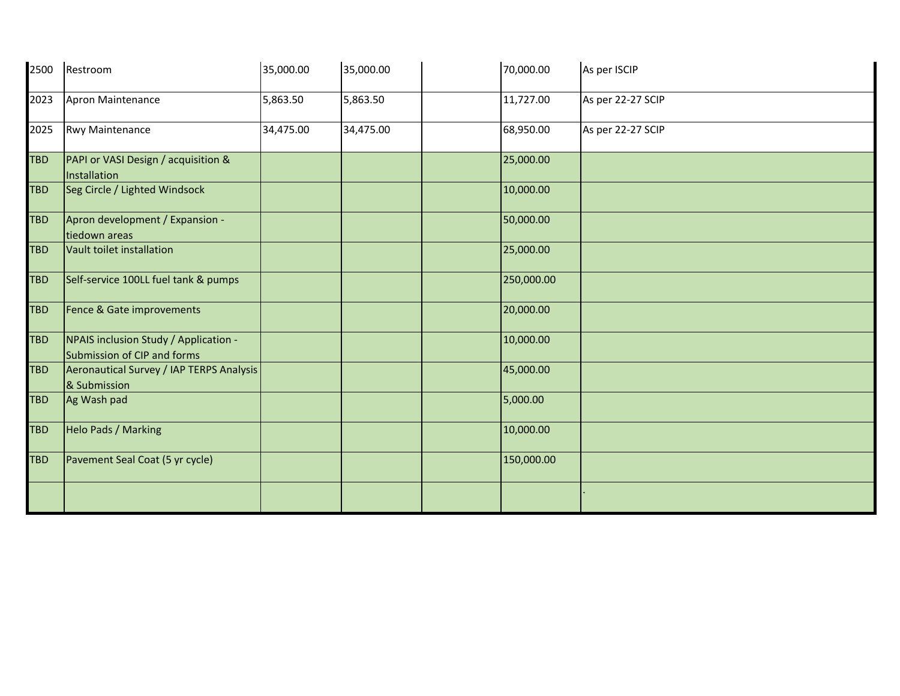| | | | | | | |
|---|---|---|---|---|---|---|
| 2500 | Restroom | 35,000.00 | 35,000.00 | | 70,000.00 | As per ISCIP |
| 2023 | Apron Maintenance | 5,863.50 | 5,863.50 | | 11,727.00 | As per 22-27 SCIP |
| 2025 | Rwy Maintenance | 34,475.00 | 34,475.00 | | 68,950.00 | As per 22-27 SCIP |
| TBD | PAPI or VASI Design / acquisition & Installation | | | | 25,000.00 | |
| TBD | Seg Circle / Lighted Windsock | | | | 10,000.00 | |
| TBD | Apron development / Expansion - tiedown areas | | | | 50,000.00 | |
| TBD | Vault toilet installation | | | | 25,000.00 | |
| TBD | Self-service 100LL fuel tank & pumps | | | | 250,000.00 | |
| TBD | Fence & Gate improvements | | | | 20,000.00 | |
| TBD | NPAIS inclusion Study / Application - Submission of CIP and forms | | | | 10,000.00 | |
| TBD | Aeronautical Survey / IAP TERPS Analysis & Submission | | | | 45,000.00 | |
| TBD | Ag Wash pad | | | | 5,000.00 | |
| TBD | Helo Pads / Marking | | | | 10,000.00 | |
| TBD | Pavement Seal Coat (5 yr cycle) | | | | 150,000.00 | |
| | | | | | | . |